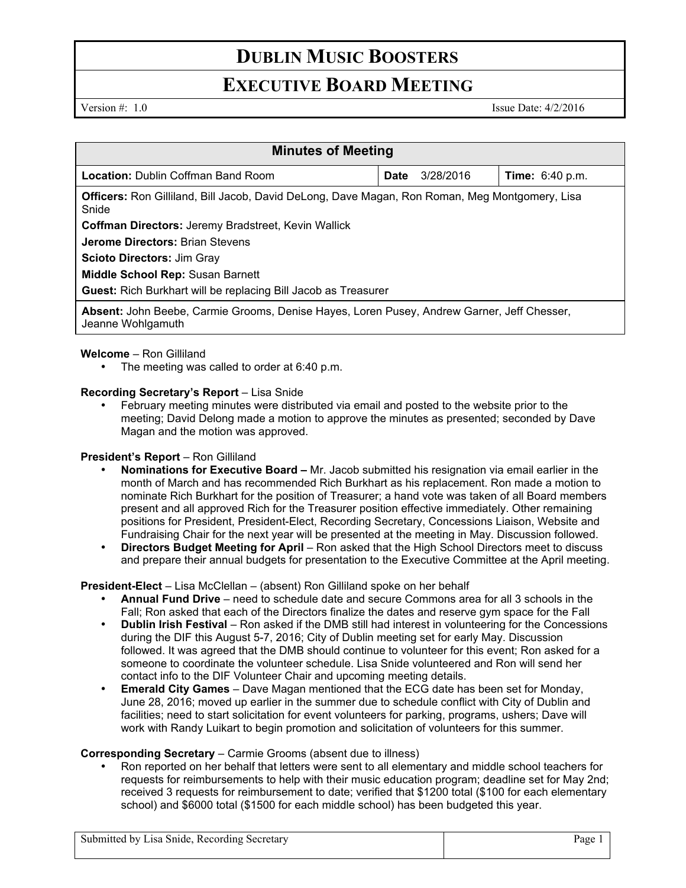# DUBLIN MUSIC BOOSTERS

## EXECUTIVE BOARD MEETING

Version #: 1.0 Issue Date: 4/2/2016

| Minutes of Meeting | | |
|---|---|---|
| **Location:** Dublin Coffman Band Room | **Date** 3/28/2016 | **Time:** 6:40 p.m. |
| **Officers:** Ron Gilliland, Bill Jacob, David DeLong, Dave Magan, Ron Roman, Meg Montgomery, Lisa Snide | | |
| **Coffman Directors:** Jeremy Bradstreet, Kevin Wallick | | |
| **Jerome Directors:** Brian Stevens | | |
| **Scioto Directors:** Jim Gray | | |
| **Middle School Rep:** Susan Barnett | | |
| **Guest:** Rich Burkhart will be replacing Bill Jacob as Treasurer | | |
| **Absent:** John Beebe, Carmie Grooms, Denise Hayes, Loren Pusey, Andrew Garner, Jeff Chesser, Jeanne Wohlgamuth | | |

**Welcome** – Ron Gilliland

- The meeting was called to order at 6:40 p.m.

**Recording Secretary's Report** – Lisa Snide

- February meeting minutes were distributed via email and posted to the website prior to the meeting; David Delong made a motion to approve the minutes as presented; seconded by Dave Magan and the motion was approved.

**President's Report** – Ron Gilliland

- **Nominations for Executive Board –** Mr. Jacob submitted his resignation via email earlier in the month of March and has recommended Rich Burkhart as his replacement. Ron made a motion to nominate Rich Burkhart for the position of Treasurer; a hand vote was taken of all Board members present and all approved Rich for the Treasurer position effective immediately. Other remaining positions for President, President-Elect, Recording Secretary, Concessions Liaison, Website and Fundraising Chair for the next year will be presented at the meeting in May. Discussion followed.
- **Directors Budget Meeting for April** – Ron asked that the High School Directors meet to discuss and prepare their annual budgets for presentation to the Executive Committee at the April meeting.

**President-Elect** – Lisa McClellan – (absent) Ron Gilliland spoke on her behalf

- **Annual Fund Drive** – need to schedule date and secure Commons area for all 3 schools in the Fall; Ron asked that each of the Directors finalize the dates and reserve gym space for the Fall
- **Dublin Irish Festival** – Ron asked if the DMB still had interest in volunteering for the Concessions during the DIF this August 5-7, 2016; City of Dublin meeting set for early May. Discussion followed. It was agreed that the DMB should continue to volunteer for this event; Ron asked for a someone to coordinate the volunteer schedule. Lisa Snide volunteered and Ron will send her contact info to the DIF Volunteer Chair and upcoming meeting details.
- **Emerald City Games** – Dave Magan mentioned that the ECG date has been set for Monday, June 28, 2016; moved up earlier in the summer due to schedule conflict with City of Dublin and facilities; need to start solicitation for event volunteers for parking, programs, ushers; Dave will work with Randy Luikart to begin promotion and solicitation of volunteers for this summer.

**Corresponding Secretary** – Carmie Grooms (absent due to illness)

- Ron reported on her behalf that letters were sent to all elementary and middle school teachers for requests for reimbursements to help with their music education program; deadline set for May 2nd; received 3 requests for reimbursement to date; verified that $1200 total ($100 for each elementary school) and $6000 total ($1500 for each middle school) has been budgeted this year.

Submitted by Lisa Snide, Recording Secretary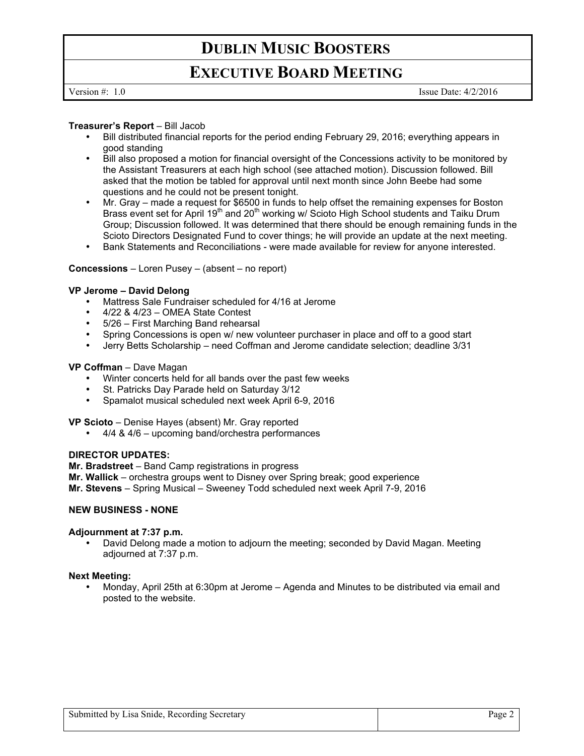**Treasurer's Report** – Bill Jacob

- Bill distributed financial reports for the period ending February 29, 2016; everything appears in good standing
- Bill also proposed a motion for financial oversight of the Concessions activity to be monitored by the Assistant Treasurers at each high school (see attached motion). Discussion followed. Bill asked that the motion be tabled for approval until next month since John Beebe had some questions and he could not be present tonight.
- Mr. Gray – made a request for $6500 in funds to help offset the remaining expenses for Boston Brass event set for April 19th and 20th working w/ Scioto High School students and Taiku Drum Group; Discussion followed. It was determined that there should be enough remaining funds in the Scioto Directors Designated Fund to cover things; he will provide an update at the next meeting.
- Bank Statements and Reconciliations - were made available for review for anyone interested.

**Concessions** – Loren Pusey – (absent – no report)

**VP Jerome – David Delong**

- Mattress Sale Fundraiser scheduled for 4/16 at Jerome
- 4/22 & 4/23 – OMEA State Contest
- 5/26 – First Marching Band rehearsal
- Spring Concessions is open w/ new volunteer purchaser in place and off to a good start
- Jerry Betts Scholarship – need Coffman and Jerome candidate selection; deadline 3/31

**VP Coffman** – Dave Magan

- Winter concerts held for all bands over the past few weeks
- St. Patricks Day Parade held on Saturday 3/12
- Spamalot musical scheduled next week April 6-9, 2016

**VP Scioto** – Denise Hayes (absent) Mr. Gray reported

- 4/4 & 4/6 – upcoming band/orchestra performances

**DIRECTOR UPDATES:**

**Mr. Bradstreet** – Band Camp registrations in progress

**Mr. Wallick** – orchestra groups went to Disney over Spring break; good experience

**Mr. Stevens** – Spring Musical – Sweeney Todd scheduled next week April 7-9, 2016

**NEW BUSINESS - NONE**

**Adjournment at 7:37 p.m.**

- David Delong made a motion to adjourn the meeting; seconded by David Magan. Meeting adjourned at 7:37 p.m.

**Next Meeting:**

- Monday, April 25th at 6:30pm at Jerome – Agenda and Minutes to be distributed via email and posted to the website.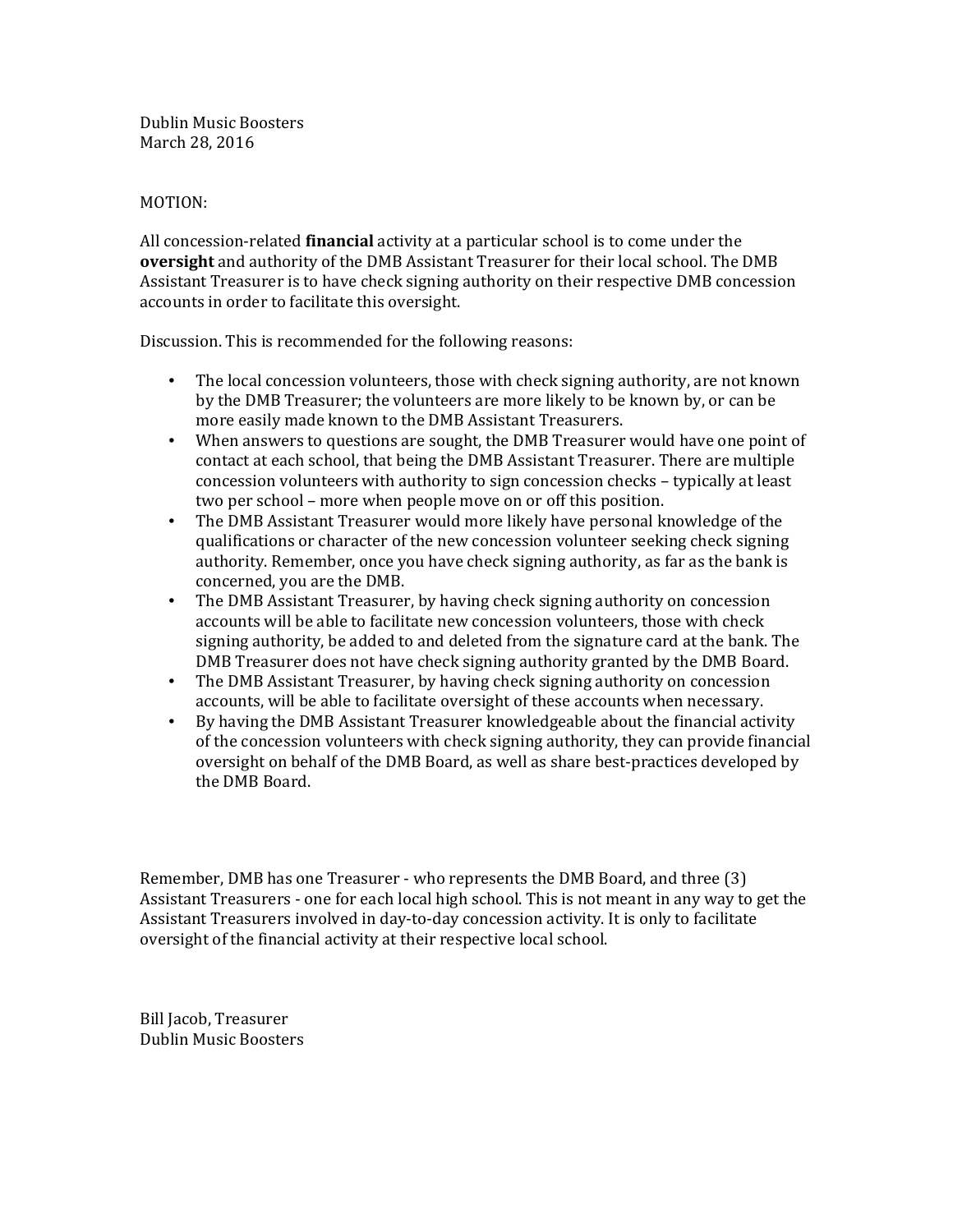Dublin Music Boosters
March 28, 2016

MOTION:

All concession-related **financial** activity at a particular school is to come under the **oversight** and authority of the DMB Assistant Treasurer for their local school. The DMB Assistant Treasurer is to have check signing authority on their respective DMB concession accounts in order to facilitate this oversight.

Discussion. This is recommended for the following reasons:

- The local concession volunteers, those with check signing authority, are not known by the DMB Treasurer; the volunteers are more likely to be known by, or can be more easily made known to the DMB Assistant Treasurers.
- When answers to questions are sought, the DMB Treasurer would have one point of contact at each school, that being the DMB Assistant Treasurer. There are multiple concession volunteers with authority to sign concession checks – typically at least two per school – more when people move on or off this position.
- The DMB Assistant Treasurer would more likely have personal knowledge of the qualifications or character of the new concession volunteer seeking check signing authority. Remember, once you have check signing authority, as far as the bank is concerned, you are the DMB.
- The DMB Assistant Treasurer, by having check signing authority on concession accounts will be able to facilitate new concession volunteers, those with check signing authority, be added to and deleted from the signature card at the bank. The DMB Treasurer does not have check signing authority granted by the DMB Board.
- The DMB Assistant Treasurer, by having check signing authority on concession accounts, will be able to facilitate oversight of these accounts when necessary.
- By having the DMB Assistant Treasurer knowledgeable about the financial activity of the concession volunteers with check signing authority, they can provide financial oversight on behalf of the DMB Board, as well as share best-practices developed by the DMB Board.

Remember, DMB has one Treasurer - who represents the DMB Board, and three (3) Assistant Treasurers - one for each local high school. This is not meant in any way to get the Assistant Treasurers involved in day-to-day concession activity. It is only to facilitate oversight of the financial activity at their respective local school.

Bill Jacob, Treasurer
Dublin Music Boosters